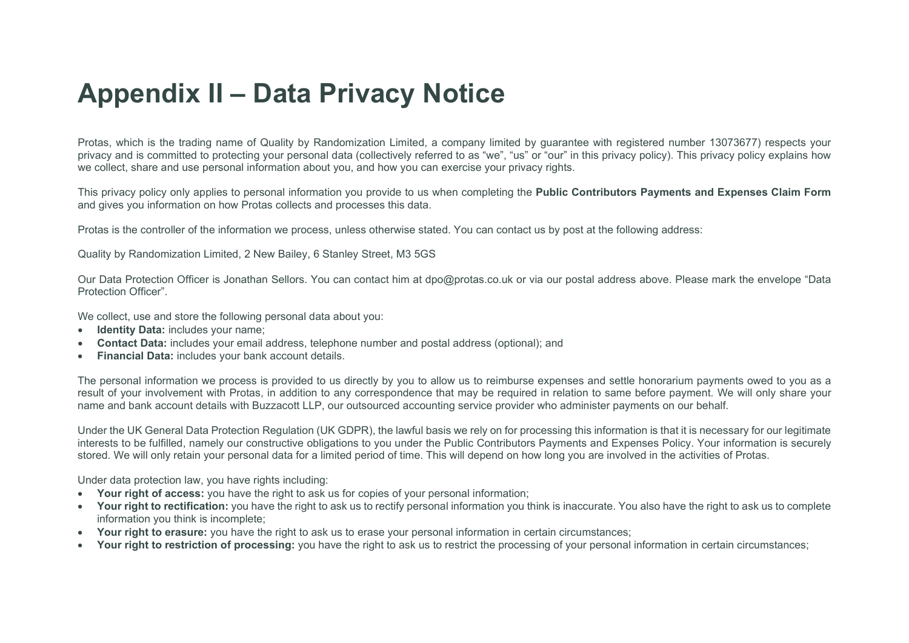# Appendix II – Data Privacy Notice

Protas, which is the trading name of Quality by Randomization Limited, a company limited by guarantee with registered number 13073677) respects your privacy and is committed to protecting your personal data (collectively referred to as "we", "us" or "our" in this privacy policy). This privacy policy explains how we collect, share and use personal information about you, and how you can exercise your privacy rights.

This privacy policy only applies to personal information you provide to us when completing the **Public Contributors Payments and Expenses Claim Form** and gives you information on how Protas collects and processes this data.

Protas is the controller of the information we process, unless otherwise stated. You can contact us by post at the following address:

Quality by Randomization Limited, 2 New Bailey, 6 Stanley Street, M3 5GS

Our Data Protection Officer is Jonathan Sellors. You can contact him at dpo@protas.co.uk or via our postal address above. Please mark the envelope "Data Protection Officer".

We collect, use and store the following personal data about you:

- **Identity Data:** includes your name;
- **Contact Data:** includes your email address, telephone number and postal address (optional); and
- **Financial Data:** includes your bank account details.

The personal information we process is provided to us directly by you to allow us to reimburse expenses and settle honorarium payments owed to you as a result of your involvement with Protas, in addition to any correspondence that may be required in relation to same before payment. We will only share your name and bank account details with Buzzacott LLP, our outsourced accounting service provider who administer payments on our behalf.

Under the UK General Data Protection Regulation (UK GDPR), the lawful basis we rely on for processing this information is that it is necessary for our legitimate interests to be fulfilled, namely our constructive obligations to you under the Public Contributors Payments and Expenses Policy. Your information is securely stored. We will only retain your personal data for a limited period of time. This will depend on how long you are involved in the activities of Protas.

Under data protection law, you have rights including:

- **Your right of access:** you have the right to ask us for copies of your personal information;
- **Your right to rectification:** you have the right to ask us to rectify personal information you think is inaccurate. You also have the right to ask us to complete information you think is incomplete;
- **Your right to erasure:** you have the right to ask us to erase your personal information in certain circumstances;
- **Your right to restriction of processing:** you have the right to ask us to restrict the processing of your personal information in certain circumstances;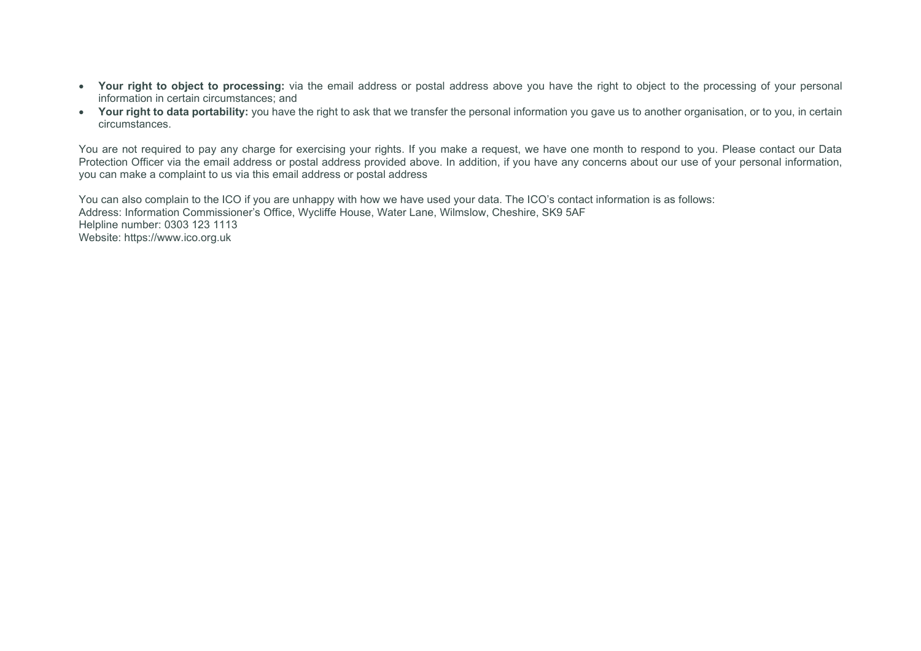- **Your right to object to processing:** via the email address or postal address above you have the right to object to the processing of your personal information in certain circumstances; and
- **Your right to data portability:** you have the right to ask that we transfer the personal information you gave us to another organisation, or to you, in certain circumstances.

You are not required to pay any charge for exercising your rights. If you make a request, we have one month to respond to you. Please contact our Data Protection Officer via the email address or postal address provided above. In addition, if you have any concerns about our use of your personal information, you can make a complaint to us via this email address or postal address

You can also complain to the ICO if you are unhappy with how we have used your data. The ICO's contact information is as follows:
Address: Information Commissioner's Office, Wycliffe House, Water Lane, Wilmslow, Cheshire, SK9 5AF
Helpline number: 0303 123 1113
Website: https://www.ico.org.uk